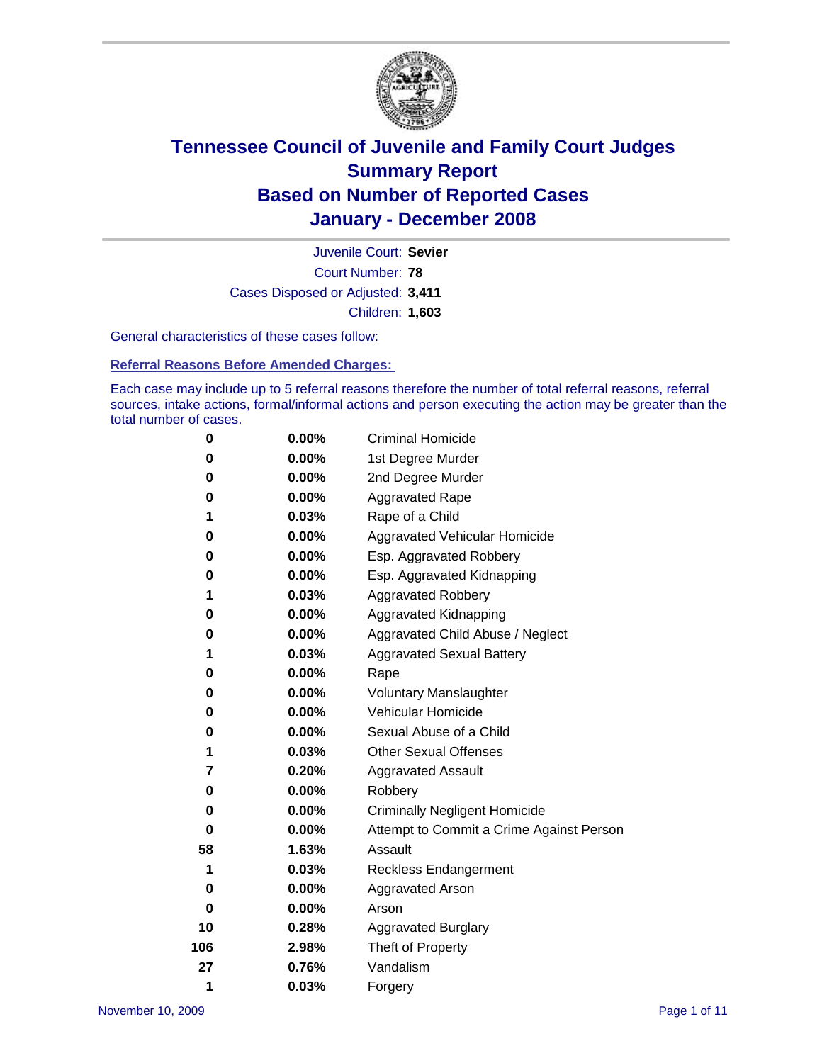# Tennessee Council of Juvenile and Family Court Judges
## Summary Report
## Based on Number of Reported Cases
## January - December 2008

Juvenile Court: **Sevier**
Court Number: **78**
Cases Disposed or Adjusted: **3,411**
Children: **1,603**

General characteristics of these cases follow:

### Referral Reasons Before Amended Charges:

Each case may include up to 5 referral reasons therefore the number of total referral reasons, referral sources, intake actions, formal/informal actions and person executing the action may be greater than the total number of cases.

| Count | Percent | Referral Reason |
|---|---|---|
| 0 | 0.00% | Criminal Homicide |
| 0 | 0.00% | 1st Degree Murder |
| 0 | 0.00% | 2nd Degree Murder |
| 0 | 0.00% | Aggravated Rape |
| 1 | 0.03% | Rape of a Child |
| 0 | 0.00% | Aggravated Vehicular Homicide |
| 0 | 0.00% | Esp. Aggravated Robbery |
| 0 | 0.00% | Esp. Aggravated Kidnapping |
| 1 | 0.03% | Aggravated Robbery |
| 0 | 0.00% | Aggravated Kidnapping |
| 0 | 0.00% | Aggravated Child Abuse / Neglect |
| 1 | 0.03% | Aggravated Sexual Battery |
| 0 | 0.00% | Rape |
| 0 | 0.00% | Voluntary Manslaughter |
| 0 | 0.00% | Vehicular Homicide |
| 0 | 0.00% | Sexual Abuse of a Child |
| 1 | 0.03% | Other Sexual Offenses |
| 7 | 0.20% | Aggravated Assault |
| 0 | 0.00% | Robbery |
| 0 | 0.00% | Criminally Negligent Homicide |
| 0 | 0.00% | Attempt to Commit a Crime Against Person |
| 58 | 1.63% | Assault |
| 1 | 0.03% | Reckless Endangerment |
| 0 | 0.00% | Aggravated Arson |
| 0 | 0.00% | Arson |
| 10 | 0.28% | Aggravated Burglary |
| 106 | 2.98% | Theft of Property |
| 27 | 0.76% | Vandalism |
| 1 | 0.03% | Forgery |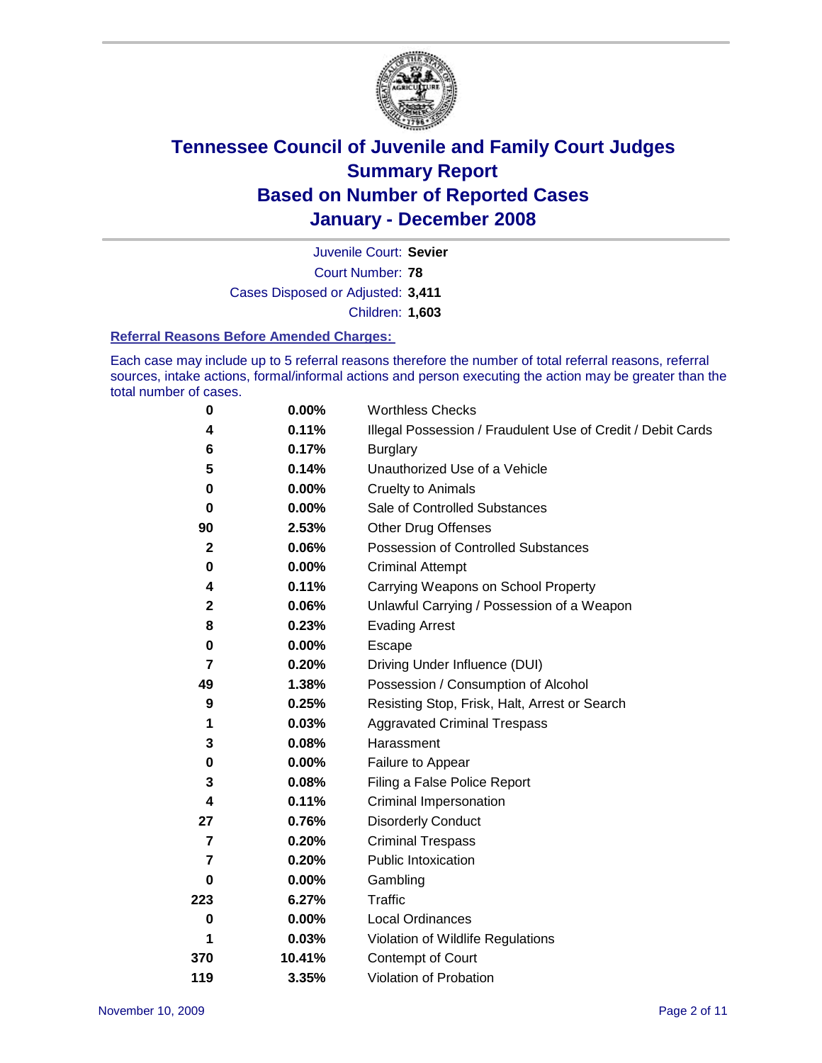# Tennessee Council of Juvenile and Family Court Judges
## Summary Report
## Based on Number of Reported Cases
## January - December 2008

Juvenile Court: **Sevier**

Court Number: **78**

Cases Disposed or Adjusted: **3,411**

Children: **1,603**

### Referral Reasons Before Amended Charges:

Each case may include up to 5 referral reasons therefore the number of total referral reasons, referral sources, intake actions, formal/informal actions and person executing the action may be greater than the total number of cases.

| | | |
|---|---|---|
| 0 | 0.00% | Worthless Checks |
| 4 | 0.11% | Illegal Possession / Fraudulent Use of Credit / Debit Cards |
| 6 | 0.17% | Burglary |
| 5 | 0.14% | Unauthorized Use of a Vehicle |
| 0 | 0.00% | Cruelty to Animals |
| 0 | 0.00% | Sale of Controlled Substances |
| 90 | 2.53% | Other Drug Offenses |
| 2 | 0.06% | Possession of Controlled Substances |
| 0 | 0.00% | Criminal Attempt |
| 4 | 0.11% | Carrying Weapons on School Property |
| 2 | 0.06% | Unlawful Carrying / Possession of a Weapon |
| 8 | 0.23% | Evading Arrest |
| 0 | 0.00% | Escape |
| 7 | 0.20% | Driving Under Influence (DUI) |
| 49 | 1.38% | Possession / Consumption of Alcohol |
| 9 | 0.25% | Resisting Stop, Frisk, Halt, Arrest or Search |
| 1 | 0.03% | Aggravated Criminal Trespass |
| 3 | 0.08% | Harassment |
| 0 | 0.00% | Failure to Appear |
| 3 | 0.08% | Filing a False Police Report |
| 4 | 0.11% | Criminal Impersonation |
| 27 | 0.76% | Disorderly Conduct |
| 7 | 0.20% | Criminal Trespass |
| 7 | 0.20% | Public Intoxication |
| 0 | 0.00% | Gambling |
| 223 | 6.27% | Traffic |
| 0 | 0.00% | Local Ordinances |
| 1 | 0.03% | Violation of Wildlife Regulations |
| 370 | 10.41% | Contempt of Court |
| 119 | 3.35% | Violation of Probation |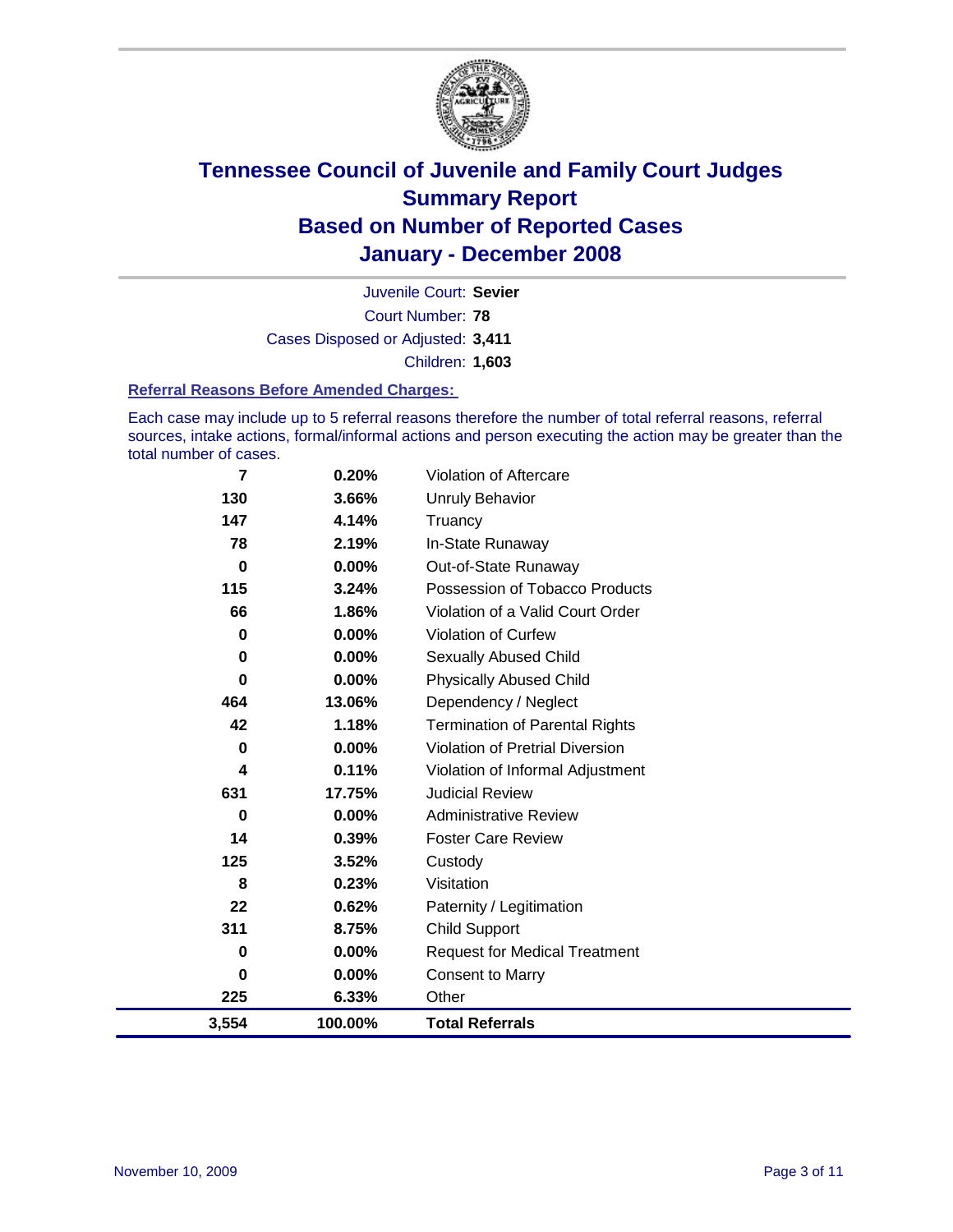# Tennessee Council of Juvenile and Family Court Judges
# Summary Report
# Based on Number of Reported Cases
# January - December 2008

Juvenile Court: **Sevier**

Court Number: **78**

Cases Disposed or Adjusted: **3,411**

Children: **1,603**

### Referral Reasons Before Amended Charges:

Each case may include up to 5 referral reasons therefore the number of total referral reasons, referral sources, intake actions, formal/informal actions and person executing the action may be greater than the total number of cases.

| Count | Percent | Referral Reason |
|---|---|---|
| 7 | 0.20% | Violation of Aftercare |
| 130 | 3.66% | Unruly Behavior |
| 147 | 4.14% | Truancy |
| 78 | 2.19% | In-State Runaway |
| 0 | 0.00% | Out-of-State Runaway |
| 115 | 3.24% | Possession of Tobacco Products |
| 66 | 1.86% | Violation of a Valid Court Order |
| 0 | 0.00% | Violation of Curfew |
| 0 | 0.00% | Sexually Abused Child |
| 0 | 0.00% | Physically Abused Child |
| 464 | 13.06% | Dependency / Neglect |
| 42 | 1.18% | Termination of Parental Rights |
| 0 | 0.00% | Violation of Pretrial Diversion |
| 4 | 0.11% | Violation of Informal Adjustment |
| 631 | 17.75% | Judicial Review |
| 0 | 0.00% | Administrative Review |
| 14 | 0.39% | Foster Care Review |
| 125 | 3.52% | Custody |
| 8 | 0.23% | Visitation |
| 22 | 0.62% | Paternity / Legitimation |
| 311 | 8.75% | Child Support |
| 0 | 0.00% | Request for Medical Treatment |
| 0 | 0.00% | Consent to Marry |
| 225 | 6.33% | Other |
| **3,554** | **100.00%** | **Total Referrals** |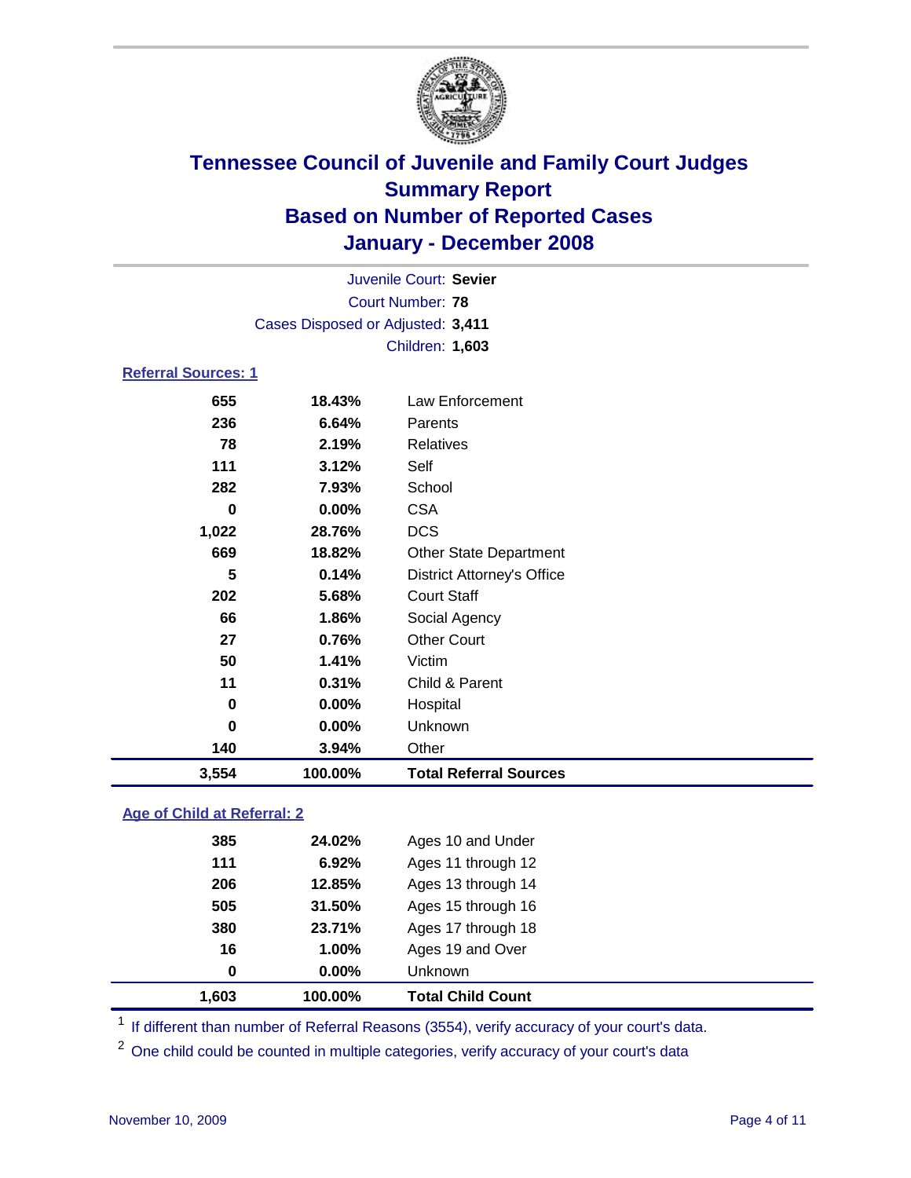# Tennessee Council of Juvenile and Family Court Judges
## Summary Report
## Based on Number of Reported Cases
## January - December 2008

Juvenile Court: **Sevier**
Court Number: **78**
Cases Disposed or Adjusted: **3,411**
Children: **1,603**

### Referral Sources: 1

| | | |
|---|---|---|
| 655 | 18.43% | Law Enforcement |
| 236 | 6.64% | Parents |
| 78 | 2.19% | Relatives |
| 111 | 3.12% | Self |
| 282 | 7.93% | School |
| 0 | 0.00% | CSA |
| 1,022 | 28.76% | DCS |
| 669 | 18.82% | Other State Department |
| 5 | 0.14% | District Attorney's Office |
| 202 | 5.68% | Court Staff |
| 66 | 1.86% | Social Agency |
| 27 | 0.76% | Other Court |
| 50 | 1.41% | Victim |
| 11 | 0.31% | Child & Parent |
| 0 | 0.00% | Hospital |
| 0 | 0.00% | Unknown |
| 140 | 3.94% | Other |
| **3,554** | **100.00%** | **Total Referral Sources** |

### Age of Child at Referral: 2

| | | |
|---|---|---|
| 385 | 24.02% | Ages 10 and Under |
| 111 | 6.92% | Ages 11 through 12 |
| 206 | 12.85% | Ages 13 through 14 |
| 505 | 31.50% | Ages 15 through 16 |
| 380 | 23.71% | Ages 17 through 18 |
| 16 | 1.00% | Ages 19 and Over |
| 0 | 0.00% | Unknown |
| **1,603** | **100.00%** | **Total Child Count** |

[1] If different than number of Referral Reasons (3554), verify accuracy of your court's data.

[2] One child could be counted in multiple categories, verify accuracy of your court's data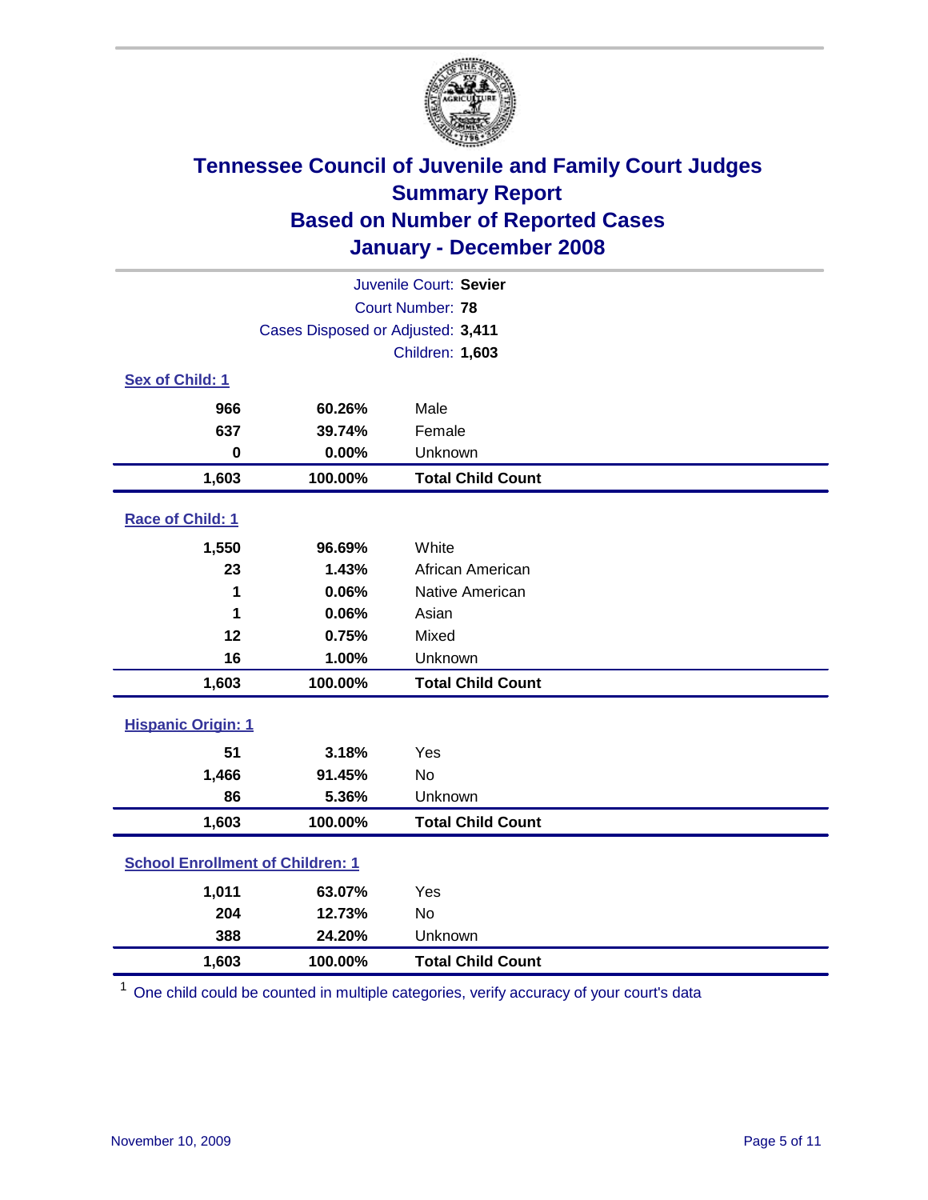# Tennessee Council of Juvenile and Family Court Judges
## Summary Report
## Based on Number of Reported Cases
## January - December 2008

Juvenile Court: **Sevier**
Court Number: **78**
Cases Disposed or Adjusted: **3,411**
Children: **1,603**

### Sex of Child: 1

| | | |
|---|---|---|
| 966 | 60.26% | Male |
| 637 | 39.74% | Female |
| 0 | 0.00% | Unknown |
| **1,603** | **100.00%** | **Total Child Count** |

### Race of Child: 1

| | | |
|---|---|---|
| 1,550 | 96.69% | White |
| 23 | 1.43% | African American |
| 1 | 0.06% | Native American |
| 1 | 0.06% | Asian |
| 12 | 0.75% | Mixed |
| 16 | 1.00% | Unknown |
| **1,603** | **100.00%** | **Total Child Count** |

### Hispanic Origin: 1

| | | |
|---|---|---|
| 51 | 3.18% | Yes |
| 1,466 | 91.45% | No |
| 86 | 5.36% | Unknown |
| **1,603** | **100.00%** | **Total Child Count** |

### School Enrollment of Children: 1

| | | |
|---|---|---|
| 1,011 | 63.07% | Yes |
| 204 | 12.73% | No |
| 388 | 24.20% | Unknown |
| **1,603** | **100.00%** | **Total Child Count** |

[1] One child could be counted in multiple categories, verify accuracy of your court's data

November 10, 2009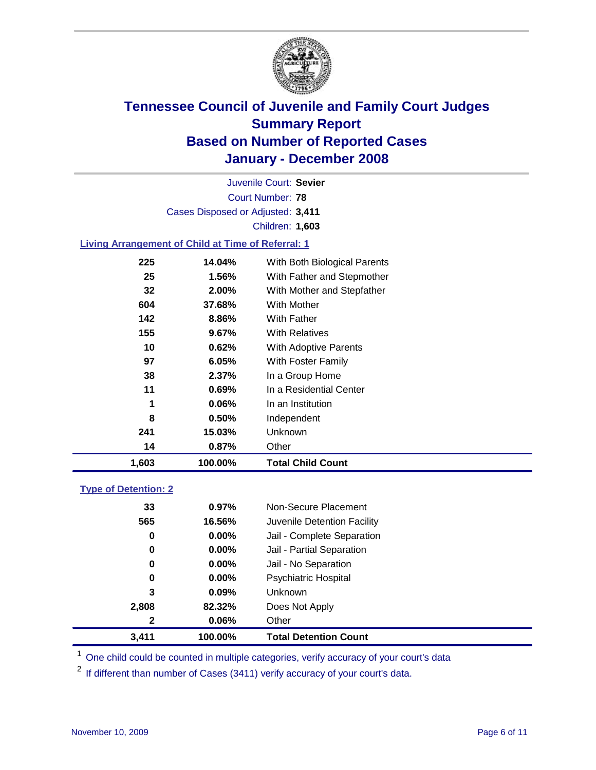# Tennessee Council of Juvenile and Family Court Judges
## Summary Report
## Based on Number of Reported Cases
## January - December 2008

Juvenile Court: **Sevier**
Court Number: **78**
Cases Disposed or Adjusted: **3,411**
Children: **1,603**

### Living Arrangement of Child at Time of Referral: 1

| | | |
|---|---|---|
| 225 | 14.04% | With Both Biological Parents |
| 25 | 1.56% | With Father and Stepmother |
| 32 | 2.00% | With Mother and Stepfather |
| 604 | 37.68% | With Mother |
| 142 | 8.86% | With Father |
| 155 | 9.67% | With Relatives |
| 10 | 0.62% | With Adoptive Parents |
| 97 | 6.05% | With Foster Family |
| 38 | 2.37% | In a Group Home |
| 11 | 0.69% | In a Residential Center |
| 1 | 0.06% | In an Institution |
| 8 | 0.50% | Independent |
| 241 | 15.03% | Unknown |
| 14 | 0.87% | Other |
| **1,603** | **100.00%** | **Total Child Count** |

### Type of Detention: 2

| | | |
|---|---|---|
| 33 | 0.97% | Non-Secure Placement |
| 565 | 16.56% | Juvenile Detention Facility |
| 0 | 0.00% | Jail - Complete Separation |
| 0 | 0.00% | Jail - Partial Separation |
| 0 | 0.00% | Jail - No Separation |
| 0 | 0.00% | Psychiatric Hospital |
| 3 | 0.09% | Unknown |
| 2,808 | 82.32% | Does Not Apply |
| 2 | 0.06% | Other |
| **3,411** | **100.00%** | **Total Detention Count** |

[1] One child could be counted in multiple categories, verify accuracy of your court's data

[2] If different than number of Cases (3411) verify accuracy of your court's data.

November 10, 2009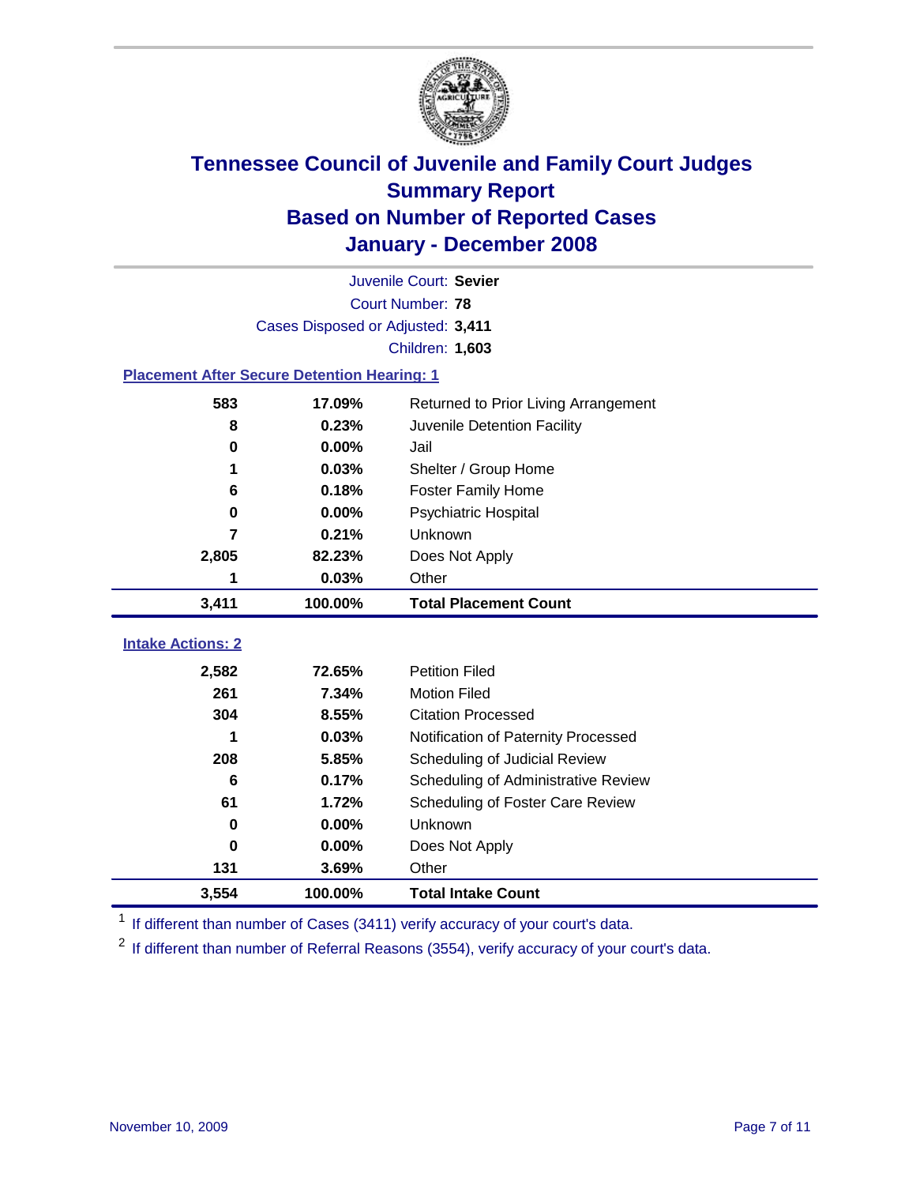# Tennessee Council of Juvenile and Family Court Judges
## Summary Report
## Based on Number of Reported Cases
## January - December 2008

Juvenile Court: **Sevier**
Court Number: **78**
Cases Disposed or Adjusted: **3,411**
Children: **1,603**

### Placement After Secure Detention Hearing: 1

| Count | Percent | Placement |
|---|---|---|
| 583 | 17.09% | Returned to Prior Living Arrangement |
| 8 | 0.23% | Juvenile Detention Facility |
| 0 | 0.00% | Jail |
| 1 | 0.03% | Shelter / Group Home |
| 6 | 0.18% | Foster Family Home |
| 0 | 0.00% | Psychiatric Hospital |
| 7 | 0.21% | Unknown |
| 2,805 | 82.23% | Does Not Apply |
| 1 | 0.03% | Other |
| **3,411** | **100.00%** | **Total Placement Count** |

### Intake Actions: 2

| Count | Percent | Intake Action |
|---|---|---|
| 2,582 | 72.65% | Petition Filed |
| 261 | 7.34% | Motion Filed |
| 304 | 8.55% | Citation Processed |
| 1 | 0.03% | Notification of Paternity Processed |
| 208 | 5.85% | Scheduling of Judicial Review |
| 6 | 0.17% | Scheduling of Administrative Review |
| 61 | 1.72% | Scheduling of Foster Care Review |
| 0 | 0.00% | Unknown |
| 0 | 0.00% | Does Not Apply |
| 131 | 3.69% | Other |
| **3,554** | **100.00%** | **Total Intake Count** |

[1] If different than number of Cases (3411) verify accuracy of your court's data.

[2] If different than number of Referral Reasons (3554), verify accuracy of your court's data.

November 10, 2009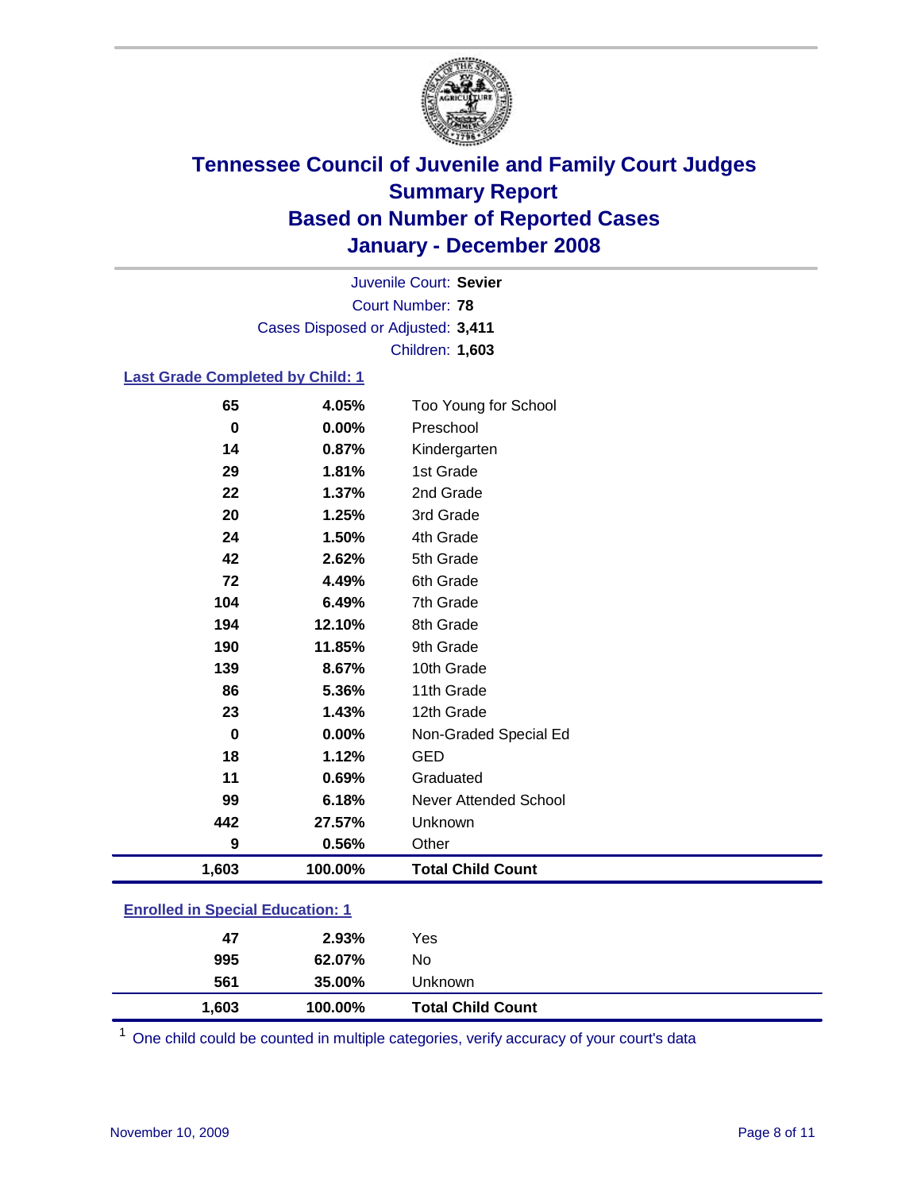# Tennessee Council of Juvenile and Family Court Judges
## Summary Report
## Based on Number of Reported Cases
## January - December 2008

Juvenile Court: **Sevier**
Court Number: **78**
Cases Disposed or Adjusted: **3,411**
Children: **1,603**

### Last Grade Completed by Child: 1

| | | |
|---|---|---|
| 65 | 4.05% | Too Young for School |
| 0 | 0.00% | Preschool |
| 14 | 0.87% | Kindergarten |
| 29 | 1.81% | 1st Grade |
| 22 | 1.37% | 2nd Grade |
| 20 | 1.25% | 3rd Grade |
| 24 | 1.50% | 4th Grade |
| 42 | 2.62% | 5th Grade |
| 72 | 4.49% | 6th Grade |
| 104 | 6.49% | 7th Grade |
| 194 | 12.10% | 8th Grade |
| 190 | 11.85% | 9th Grade |
| 139 | 8.67% | 10th Grade |
| 86 | 5.36% | 11th Grade |
| 23 | 1.43% | 12th Grade |
| 0 | 0.00% | Non-Graded Special Ed |
| 18 | 1.12% | GED |
| 11 | 0.69% | Graduated |
| 99 | 6.18% | Never Attended School |
| 442 | 27.57% | Unknown |
| 9 | 0.56% | Other |
| **1,603** | **100.00%** | **Total Child Count** |

### Enrolled in Special Education: 1

| | | |
|---|---|---|
| 47 | 2.93% | Yes |
| 995 | 62.07% | No |
| 561 | 35.00% | Unknown |
| **1,603** | **100.00%** | **Total Child Count** |

[1] One child could be counted in multiple categories, verify accuracy of your court's data

November 10, 2009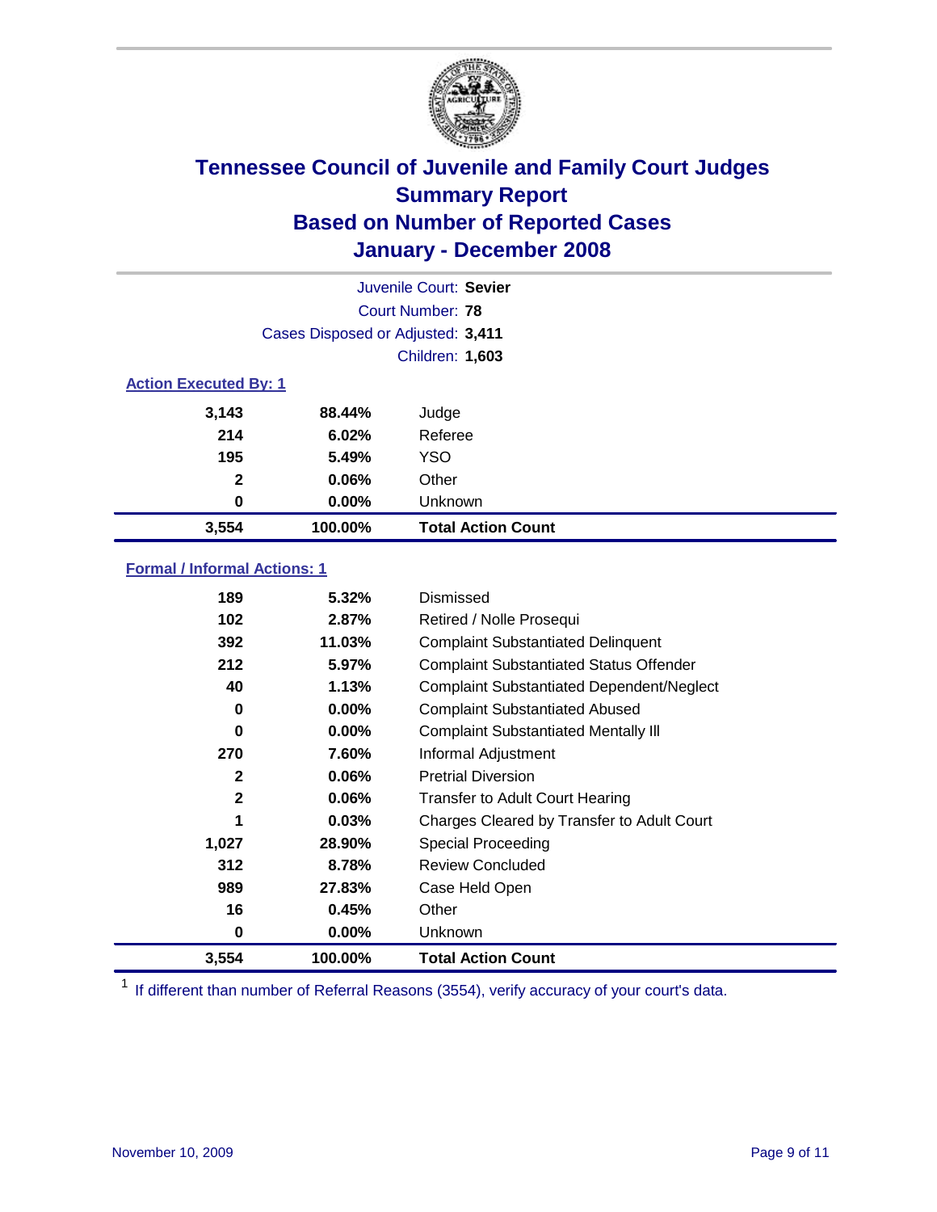# Tennessee Council of Juvenile and Family Court Judges
## Summary Report
## Based on Number of Reported Cases
## January - December 2008

Juvenile Court: **Sevier**
Court Number: **78**
Cases Disposed or Adjusted: **3,411**
Children: **1,603**

### Action Executed By: 1

| Count | Percent | Action |
|---|---|---|
| 3,143 | 88.44% | Judge |
| 214 | 6.02% | Referee |
| 195 | 5.49% | YSO |
| 2 | 0.06% | Other |
| 0 | 0.00% | Unknown |
| **3,554** | **100.00%** | **Total Action Count** |

### Formal / Informal Actions: 1

| Count | Percent | Action |
|---|---|---|
| 189 | 5.32% | Dismissed |
| 102 | 2.87% | Retired / Nolle Prosequi |
| 392 | 11.03% | Complaint Substantiated Delinquent |
| 212 | 5.97% | Complaint Substantiated Status Offender |
| 40 | 1.13% | Complaint Substantiated Dependent/Neglect |
| 0 | 0.00% | Complaint Substantiated Abused |
| 0 | 0.00% | Complaint Substantiated Mentally Ill |
| 270 | 7.60% | Informal Adjustment |
| 2 | 0.06% | Pretrial Diversion |
| 2 | 0.06% | Transfer to Adult Court Hearing |
| 1 | 0.03% | Charges Cleared by Transfer to Adult Court |
| 1,027 | 28.90% | Special Proceeding |
| 312 | 8.78% | Review Concluded |
| 989 | 27.83% | Case Held Open |
| 16 | 0.45% | Other |
| 0 | 0.00% | Unknown |
| **3,554** | **100.00%** | **Total Action Count** |

[1] If different than number of Referral Reasons (3554), verify accuracy of your court's data.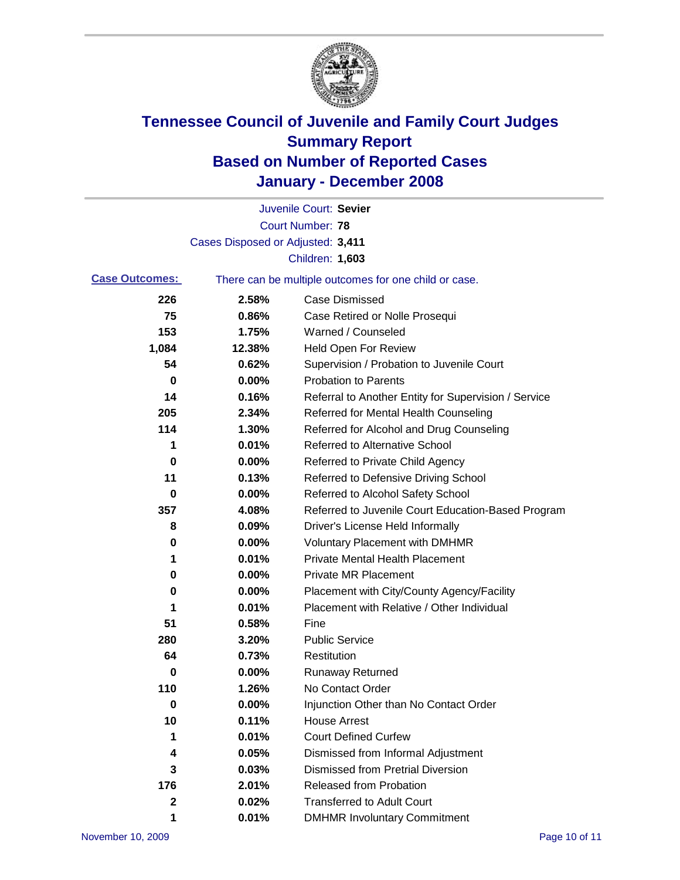# Tennessee Council of Juvenile and Family Court Judges
## Summary Report
## Based on Number of Reported Cases
## January - December 2008

Juvenile Court: **Sevier**
Court Number: **78**
Cases Disposed or Adjusted: **3,411**
Children: **1,603**

**Case Outcomes:** There can be multiple outcomes for one child or case.

| Count | Percent | Outcome |
|---|---|---|
| 226 | 2.58% | Case Dismissed |
| 75 | 0.86% | Case Retired or Nolle Prosequi |
| 153 | 1.75% | Warned / Counseled |
| 1,084 | 12.38% | Held Open For Review |
| 54 | 0.62% | Supervision / Probation to Juvenile Court |
| 0 | 0.00% | Probation to Parents |
| 14 | 0.16% | Referral to Another Entity for Supervision / Service |
| 205 | 2.34% | Referred for Mental Health Counseling |
| 114 | 1.30% | Referred for Alcohol and Drug Counseling |
| 1 | 0.01% | Referred to Alternative School |
| 0 | 0.00% | Referred to Private Child Agency |
| 11 | 0.13% | Referred to Defensive Driving School |
| 0 | 0.00% | Referred to Alcohol Safety School |
| 357 | 4.08% | Referred to Juvenile Court Education-Based Program |
| 8 | 0.09% | Driver's License Held Informally |
| 0 | 0.00% | Voluntary Placement with DMHMR |
| 1 | 0.01% | Private Mental Health Placement |
| 0 | 0.00% | Private MR Placement |
| 0 | 0.00% | Placement with City/County Agency/Facility |
| 1 | 0.01% | Placement with Relative / Other Individual |
| 51 | 0.58% | Fine |
| 280 | 3.20% | Public Service |
| 64 | 0.73% | Restitution |
| 0 | 0.00% | Runaway Returned |
| 110 | 1.26% | No Contact Order |
| 0 | 0.00% | Injunction Other than No Contact Order |
| 10 | 0.11% | House Arrest |
| 1 | 0.01% | Court Defined Curfew |
| 4 | 0.05% | Dismissed from Informal Adjustment |
| 3 | 0.03% | Dismissed from Pretrial Diversion |
| 176 | 2.01% | Released from Probation |
| 2 | 0.02% | Transferred to Adult Court |
| 1 | 0.01% | DMHMR Involuntary Commitment |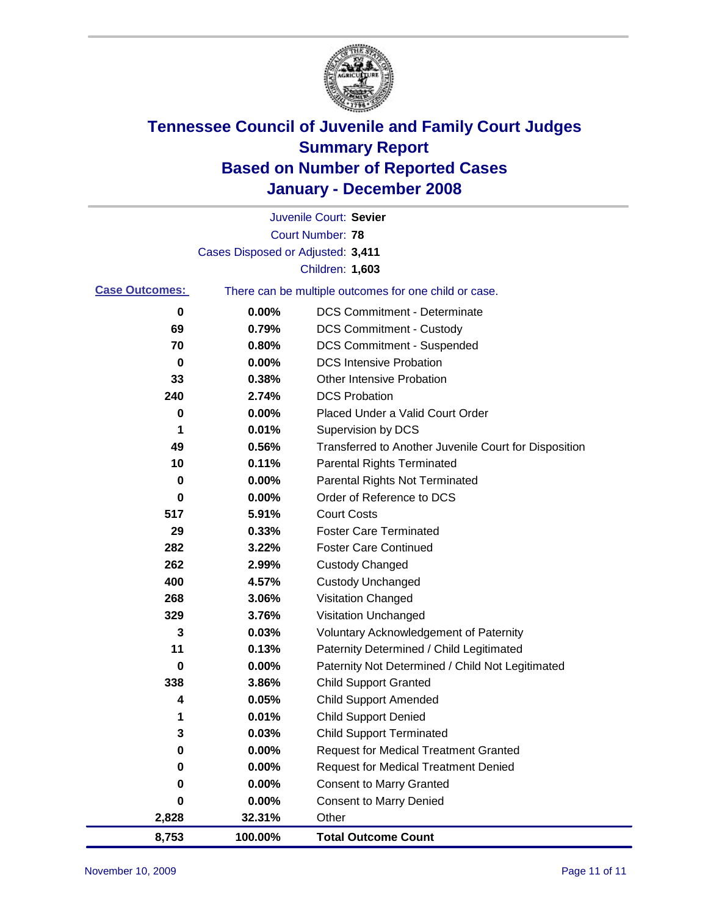# Tennessee Council of Juvenile and Family Court Judges
## Summary Report
## Based on Number of Reported Cases
## January - December 2008

Juvenile Court: **Sevier**
Court Number: **78**
Cases Disposed or Adjusted: **3,411**
Children: **1,603**

**Case Outcomes:** There can be multiple outcomes for one child or case.

| | | |
|---|---|---|
| 0 | 0.00% | DCS Commitment - Determinate |
| 69 | 0.79% | DCS Commitment - Custody |
| 70 | 0.80% | DCS Commitment - Suspended |
| 0 | 0.00% | DCS Intensive Probation |
| 33 | 0.38% | Other Intensive Probation |
| 240 | 2.74% | DCS Probation |
| 0 | 0.00% | Placed Under a Valid Court Order |
| 1 | 0.01% | Supervision by DCS |
| 49 | 0.56% | Transferred to Another Juvenile Court for Disposition |
| 10 | 0.11% | Parental Rights Terminated |
| 0 | 0.00% | Parental Rights Not Terminated |
| 0 | 0.00% | Order of Reference to DCS |
| 517 | 5.91% | Court Costs |
| 29 | 0.33% | Foster Care Terminated |
| 282 | 3.22% | Foster Care Continued |
| 262 | 2.99% | Custody Changed |
| 400 | 4.57% | Custody Unchanged |
| 268 | 3.06% | Visitation Changed |
| 329 | 3.76% | Visitation Unchanged |
| 3 | 0.03% | Voluntary Acknowledgement of Paternity |
| 11 | 0.13% | Paternity Determined / Child Legitimated |
| 0 | 0.00% | Paternity Not Determined / Child Not Legitimated |
| 338 | 3.86% | Child Support Granted |
| 4 | 0.05% | Child Support Amended |
| 1 | 0.01% | Child Support Denied |
| 3 | 0.03% | Child Support Terminated |
| 0 | 0.00% | Request for Medical Treatment Granted |
| 0 | 0.00% | Request for Medical Treatment Denied |
| 0 | 0.00% | Consent to Marry Granted |
| 0 | 0.00% | Consent to Marry Denied |
| 2,828 | 32.31% | Other |
| **8,753** | **100.00%** | **Total Outcome Count** |

November 10, 2009